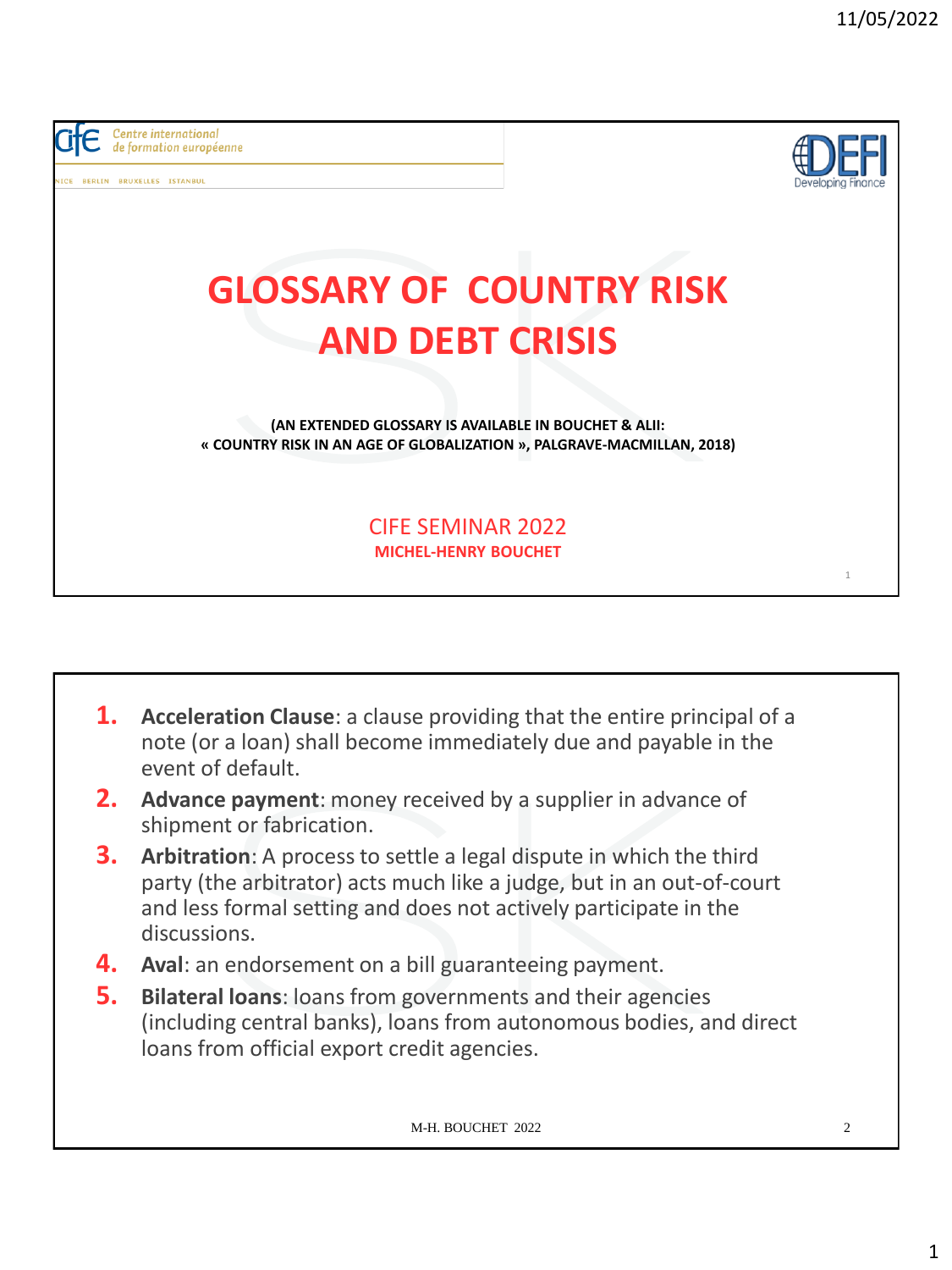Centre international de formation européenne

NICE BERLIN BRUXELLES ISTANBUL

DEFI Developing Finance

# GLOSSARY OF COUNTRY RISK AND DEBT CRISIS

**(AN EXTENDED GLOSSARY IS AVAILABLE IN BOUCHET & ALII: « COUNTRY RISK IN AN AGE OF GLOBALIZATION », PALGRAVE-MACMILLAN, 2018)**

CIFE SEMINAR 2022

**MICHEL-HENRY BOUCHET**

---

1. **Acceleration Clause**: a clause providing that the entire principal of a note (or a loan) shall become immediately due and payable in the event of default.
2. **Advance payment**: money received by a supplier in advance of shipment or fabrication.
3. **Arbitration**: A process to settle a legal dispute in which the third party (the arbitrator) acts much like a judge, but in an out-of-court and less formal setting and does not actively participate in the discussions.
4. **Aval**: an endorsement on a bill guaranteeing payment.
5. **Bilateral loans**: loans from governments and their agencies (including central banks), loans from autonomous bodies, and direct loans from official export credit agencies.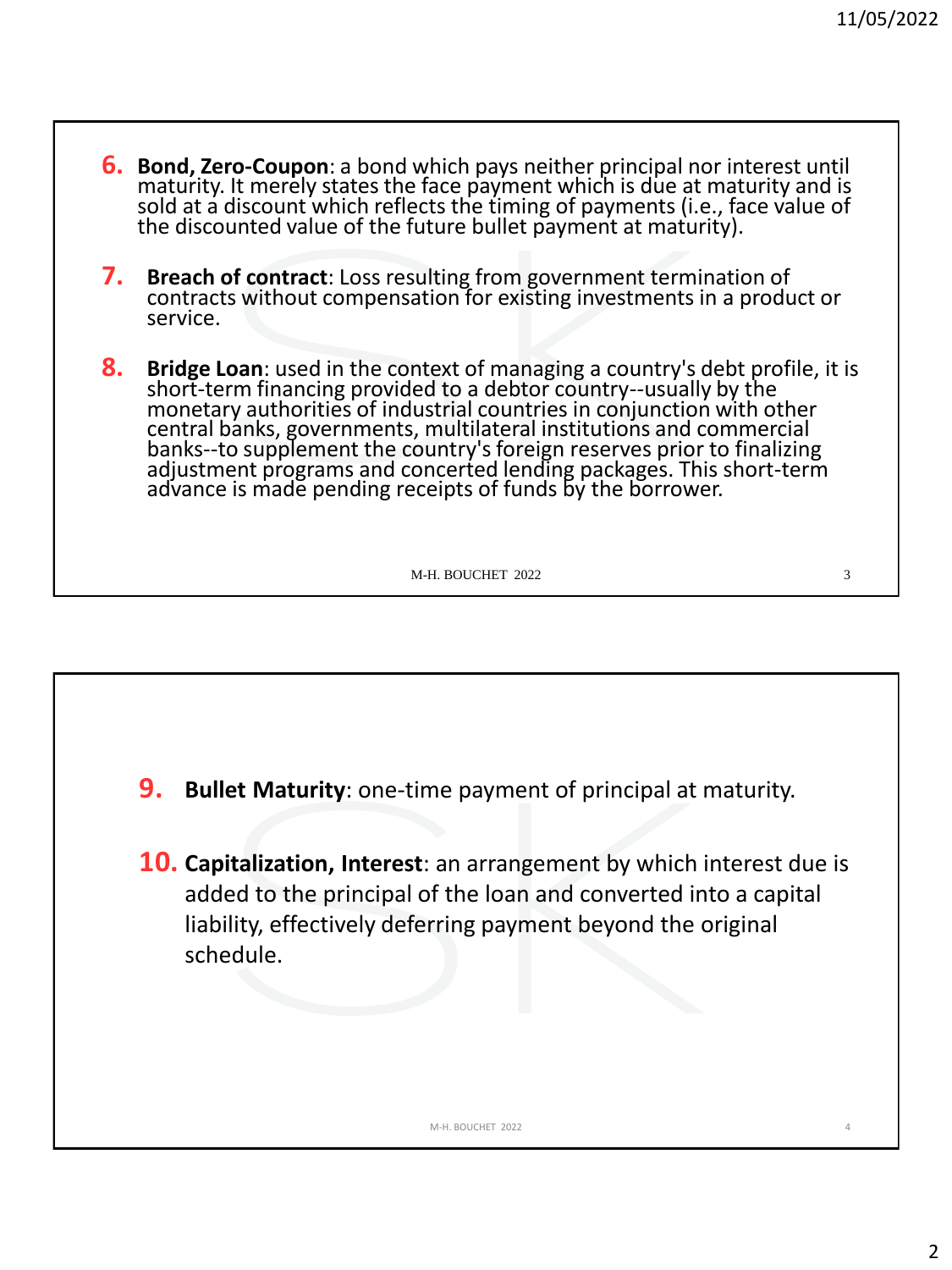6. **Bond, Zero-Coupon**: a bond which pays neither principal nor interest until maturity. It merely states the face payment which is due at maturity and is sold at a discount which reflects the timing of payments (i.e., face value of the discounted value of the future bullet payment at maturity).

7. **Breach of contract**: Loss resulting from government termination of contracts without compensation for existing investments in a product or service.

8. **Bridge Loan**: used in the context of managing a country's debt profile, it is short-term financing provided to a debtor country--usually by the monetary authorities of industrial countries in conjunction with other central banks, governments, multilateral institutions and commercial banks--to supplement the country's foreign reserves prior to finalizing adjustment programs and concerted lending packages. This short-term advance is made pending receipts of funds by the borrower.

9. **Bullet Maturity**: one-time payment of principal at maturity.

10. **Capitalization, Interest**: an arrangement by which interest due is added to the principal of the loan and converted into a capital liability, effectively deferring payment beyond the original schedule.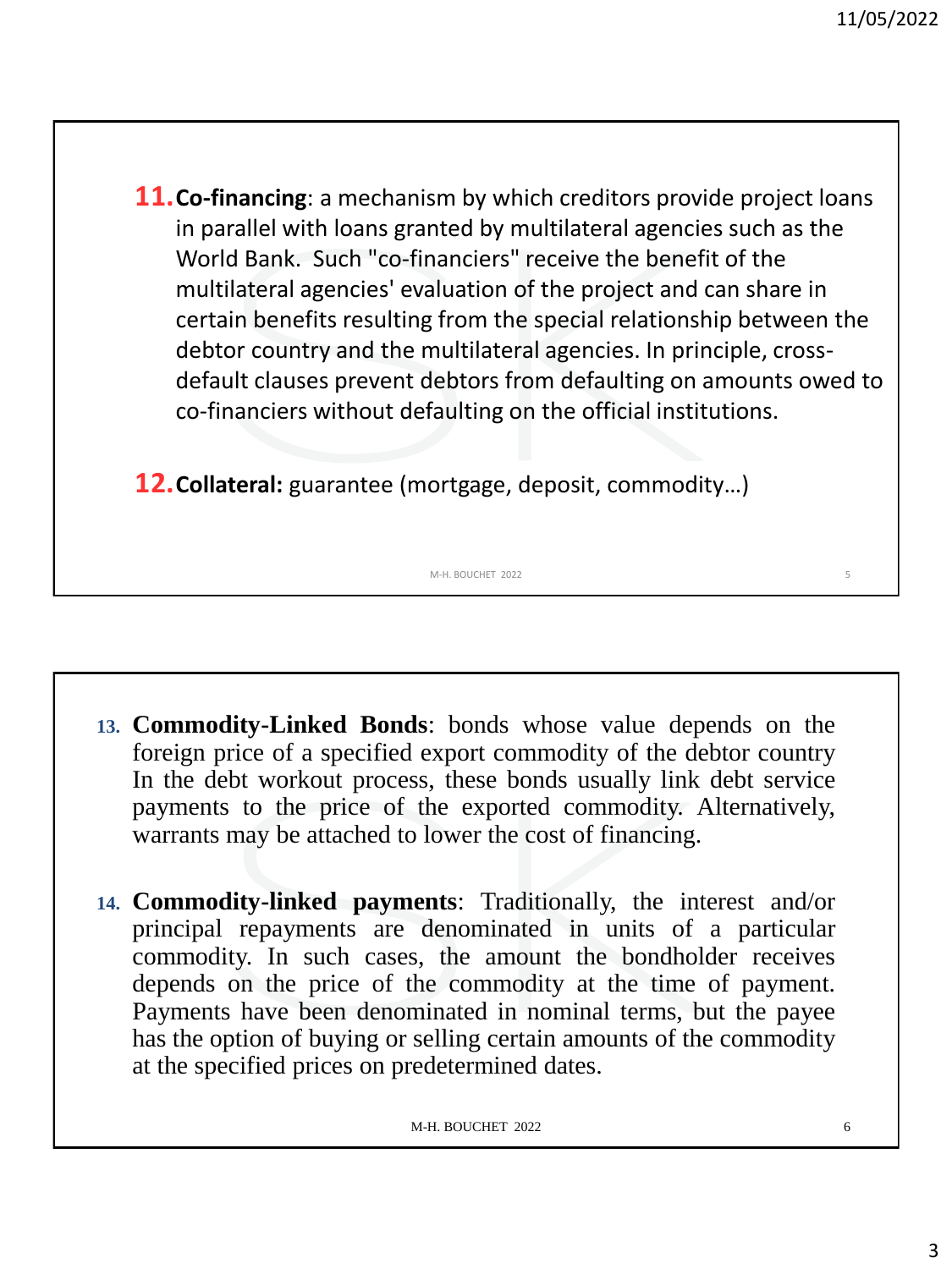11. **Co-financing**: a mechanism by which creditors provide project loans in parallel with loans granted by multilateral agencies such as the World Bank. Such "co-financiers" receive the benefit of the multilateral agencies' evaluation of the project and can share in certain benefits resulting from the special relationship between the debtor country and the multilateral agencies. In principle, cross-default clauses prevent debtors from defaulting on amounts owed to co-financiers without defaulting on the official institutions.

12. **Collateral:** guarantee (mortgage, deposit, commodity…)

13. **Commodity-Linked Bonds**: bonds whose value depends on the foreign price of a specified export commodity of the debtor country In the debt workout process, these bonds usually link debt service payments to the price of the exported commodity. Alternatively, warrants may be attached to lower the cost of financing.

14. **Commodity-linked payments**: Traditionally, the interest and/or principal repayments are denominated in units of a particular commodity. In such cases, the amount the bondholder receives depends on the price of the commodity at the time of payment. Payments have been denominated in nominal terms, but the payee has the option of buying or selling certain amounts of the commodity at the specified prices on predetermined dates.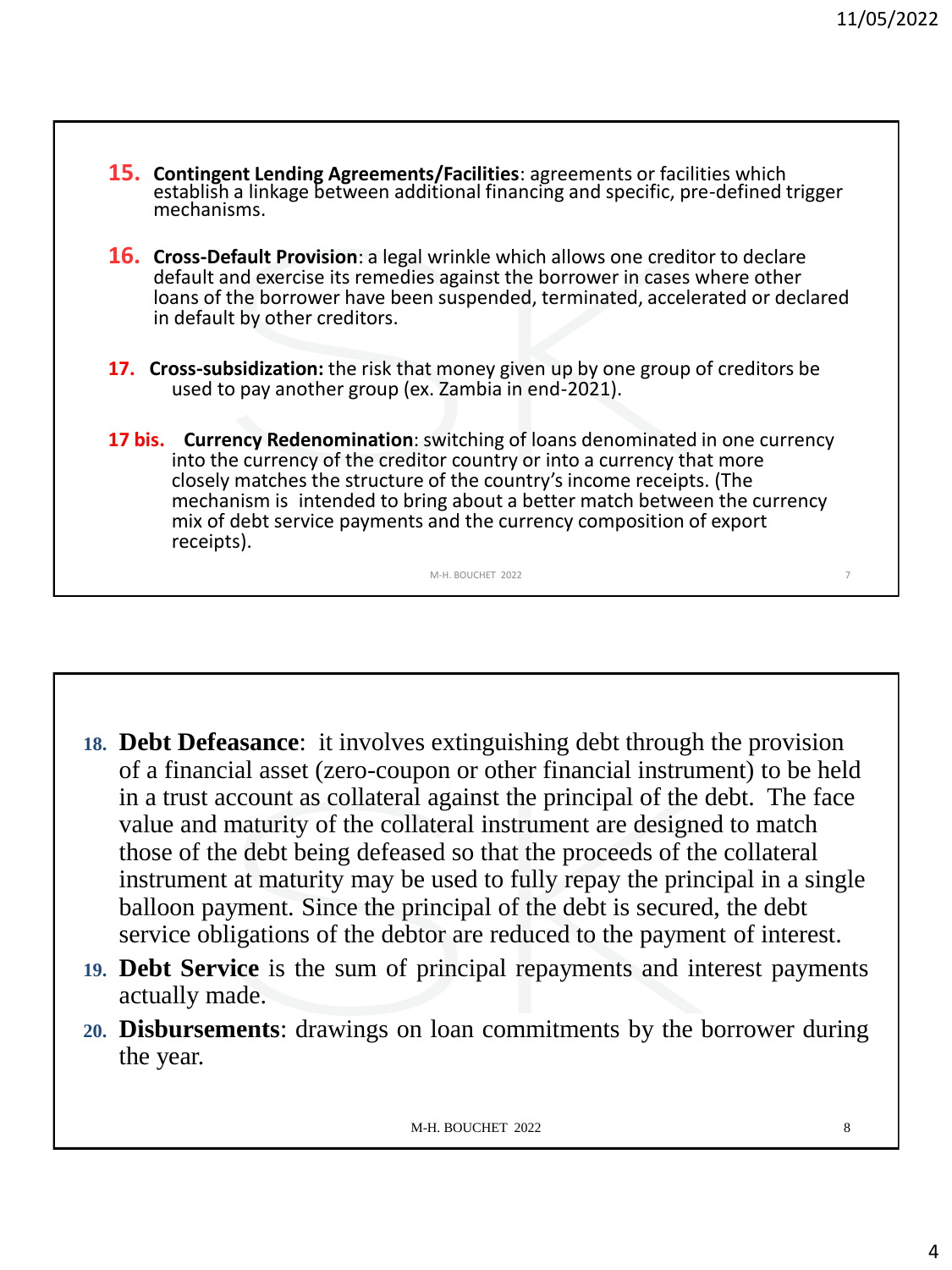15. **Contingent Lending Agreements/Facilities**: agreements or facilities which establish a linkage between additional financing and specific, pre-defined trigger mechanisms.

16. **Cross-Default Provision**: a legal wrinkle which allows one creditor to declare default and exercise its remedies against the borrower in cases where other loans of the borrower have been suspended, terminated, accelerated or declared in default by other creditors.

17. **Cross-subsidization:** the risk that money given up by one group of creditors be used to pay another group (ex. Zambia in end-2021).

17 bis. **Currency Redenomination**: switching of loans denominated in one currency into the currency of the creditor country or into a currency that more closely matches the structure of the country's income receipts. (The mechanism is intended to bring about a better match between the currency mix of debt service payments and the currency composition of export receipts).

18. **Debt Defeasance**: it involves extinguishing debt through the provision of a financial asset (zero-coupon or other financial instrument) to be held in a trust account as collateral against the principal of the debt. The face value and maturity of the collateral instrument are designed to match those of the debt being defeased so that the proceeds of the collateral instrument at maturity may be used to fully repay the principal in a single balloon payment. Since the principal of the debt is secured, the debt service obligations of the debtor are reduced to the payment of interest.
19. **Debt Service** is the sum of principal repayments and interest payments actually made.
20. **Disbursements**: drawings on loan commitments by the borrower during the year.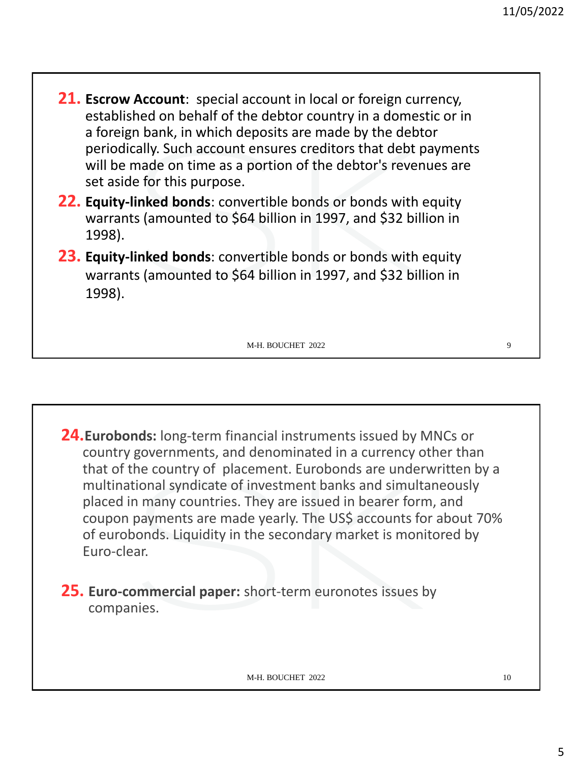21. **Escrow Account**: special account in local or foreign currency, established on behalf of the debtor country in a domestic or in a foreign bank, in which deposits are made by the debtor periodically. Such account ensures creditors that debt payments will be made on time as a portion of the debtor's revenues are set aside for this purpose.
22. **Equity-linked bonds**: convertible bonds or bonds with equity warrants (amounted to $64 billion in 1997, and $32 billion in 1998).
23. **Equity-linked bonds**: convertible bonds or bonds with equity warrants (amounted to $64 billion in 1997, and $32 billion in 1998).

24. **Eurobonds:** long-term financial instruments issued by MNCs or country governments, and denominated in a currency other than that of the country of placement. Eurobonds are underwritten by a multinational syndicate of investment banks and simultaneously placed in many countries. They are issued in bearer form, and coupon payments are made yearly. The US$ accounts for about 70% of eurobonds. Liquidity in the secondary market is monitored by Euro-clear.

25. **Euro-commercial paper:** short-term euronotes issues by companies.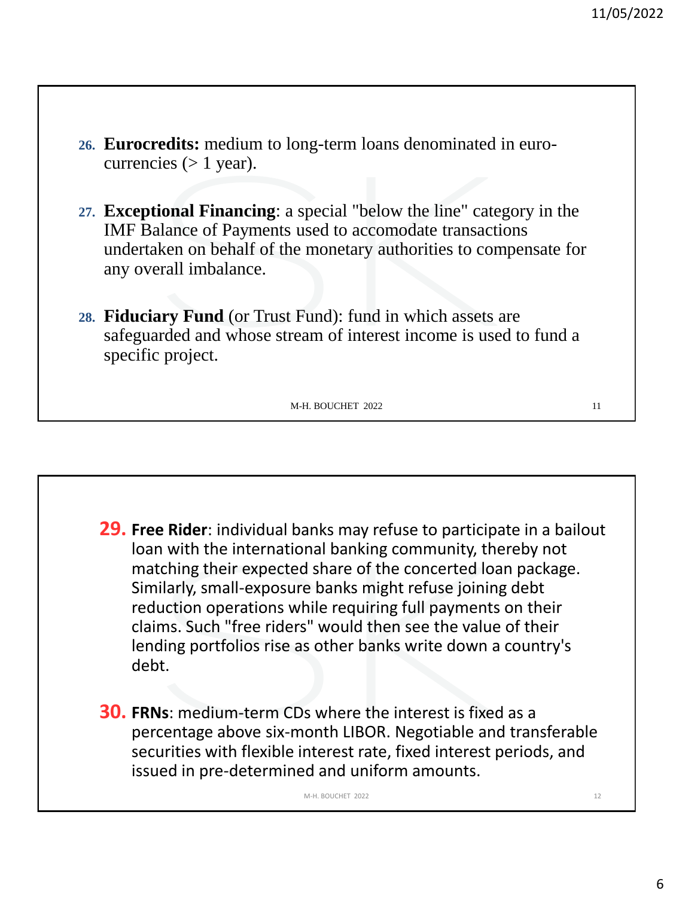26. **Eurocredits:** medium to long-term loans denominated in euro-currencies (> 1 year).

27. **Exceptional Financing**: a special "below the line" category in the IMF Balance of Payments used to accomodate transactions undertaken on behalf of the monetary authorities to compensate for any overall imbalance.

28. **Fiduciary Fund** (or Trust Fund): fund in which assets are safeguarded and whose stream of interest income is used to fund a specific project.

29. **Free Rider**: individual banks may refuse to participate in a bailout loan with the international banking community, thereby not matching their expected share of the concerted loan package. Similarly, small-exposure banks might refuse joining debt reduction operations while requiring full payments on their claims. Such "free riders" would then see the value of their lending portfolios rise as other banks write down a country's debt.

30. **FRNs**: medium-term CDs where the interest is fixed as a percentage above six-month LIBOR. Negotiable and transferable securities with flexible interest rate, fixed interest periods, and issued in pre-determined and uniform amounts.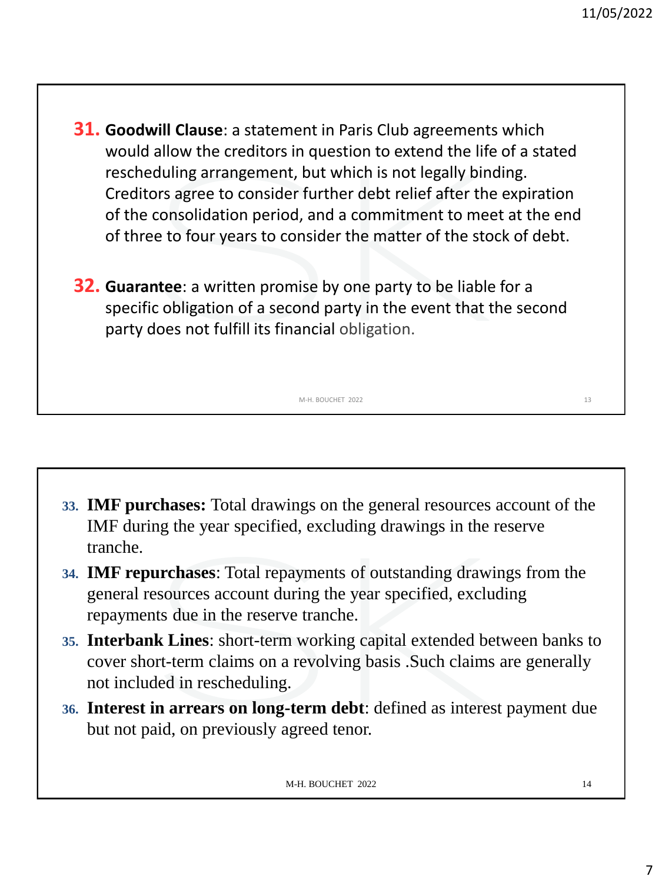31. **Goodwill Clause**: a statement in Paris Club agreements which would allow the creditors in question to extend the life of a stated rescheduling arrangement, but which is not legally binding. Creditors agree to consider further debt relief after the expiration of the consolidation period, and a commitment to meet at the end of three to four years to consider the matter of the stock of debt.

32. **Guarantee**: a written promise by one party to be liable for a specific obligation of a second party in the event that the second party does not fulfill its financial obligation.

33. **IMF purchases:** Total drawings on the general resources account of the IMF during the year specified, excluding drawings in the reserve tranche.
34. **IMF repurchases**: Total repayments of outstanding drawings from the general resources account during the year specified, excluding repayments due in the reserve tranche.
35. **Interbank Lines**: short-term working capital extended between banks to cover short-term claims on a revolving basis .Such claims are generally not included in rescheduling.
36. **Interest in arrears on long-term debt**: defined as interest payment due but not paid, on previously agreed tenor.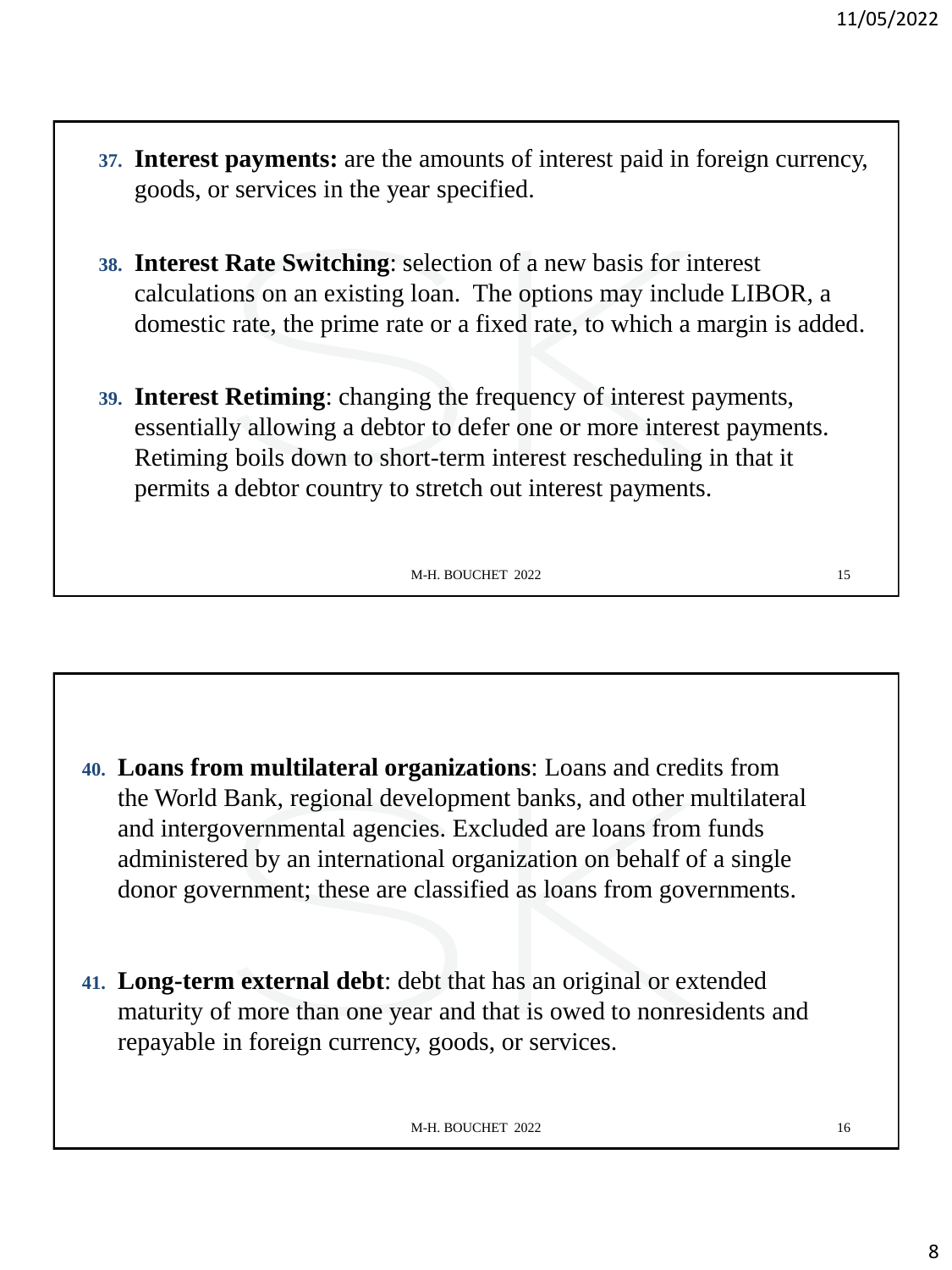37. **Interest payments:** are the amounts of interest paid in foreign currency, goods, or services in the year specified.

38. **Interest Rate Switching**: selection of a new basis for interest calculations on an existing loan. The options may include LIBOR, a domestic rate, the prime rate or a fixed rate, to which a margin is added.

39. **Interest Retiming**: changing the frequency of interest payments, essentially allowing a debtor to defer one or more interest payments. Retiming boils down to short-term interest rescheduling in that it permits a debtor country to stretch out interest payments.

40. **Loans from multilateral organizations**: Loans and credits from the World Bank, regional development banks, and other multilateral and intergovernmental agencies. Excluded are loans from funds administered by an international organization on behalf of a single donor government; these are classified as loans from governments.

41. **Long-term external debt**: debt that has an original or extended maturity of more than one year and that is owed to nonresidents and repayable in foreign currency, goods, or services.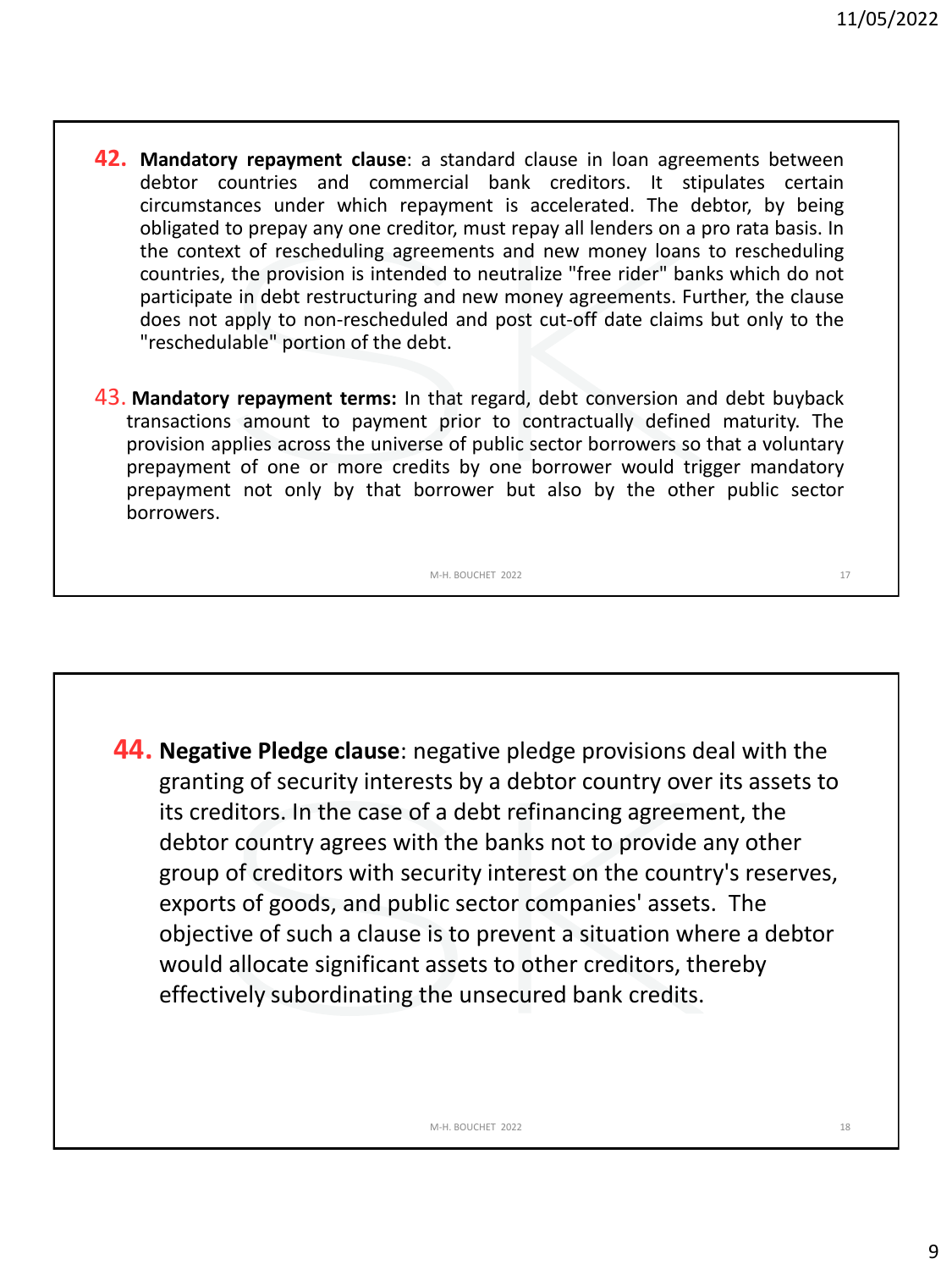**42. Mandatory repayment clause**: a standard clause in loan agreements between debtor countries and commercial bank creditors. It stipulates certain circumstances under which repayment is accelerated. The debtor, by being obligated to prepay any one creditor, must repay all lenders on a pro rata basis. In the context of rescheduling agreements and new money loans to rescheduling countries, the provision is intended to neutralize "free rider" banks which do not participate in debt restructuring and new money agreements. Further, the clause does not apply to non-rescheduled and post cut-off date claims but only to the "reschedulable" portion of the debt.

43. **Mandatory repayment terms:** In that regard, debt conversion and debt buyback transactions amount to payment prior to contractually defined maturity. The provision applies across the universe of public sector borrowers so that a voluntary prepayment of one or more credits by one borrower would trigger mandatory prepayment not only by that borrower but also by the other public sector borrowers.

**44. Negative Pledge clause**: negative pledge provisions deal with the granting of security interests by a debtor country over its assets to its creditors. In the case of a debt refinancing agreement, the debtor country agrees with the banks not to provide any other group of creditors with security interest on the country's reserves, exports of goods, and public sector companies' assets. The objective of such a clause is to prevent a situation where a debtor would allocate significant assets to other creditors, thereby effectively subordinating the unsecured bank credits.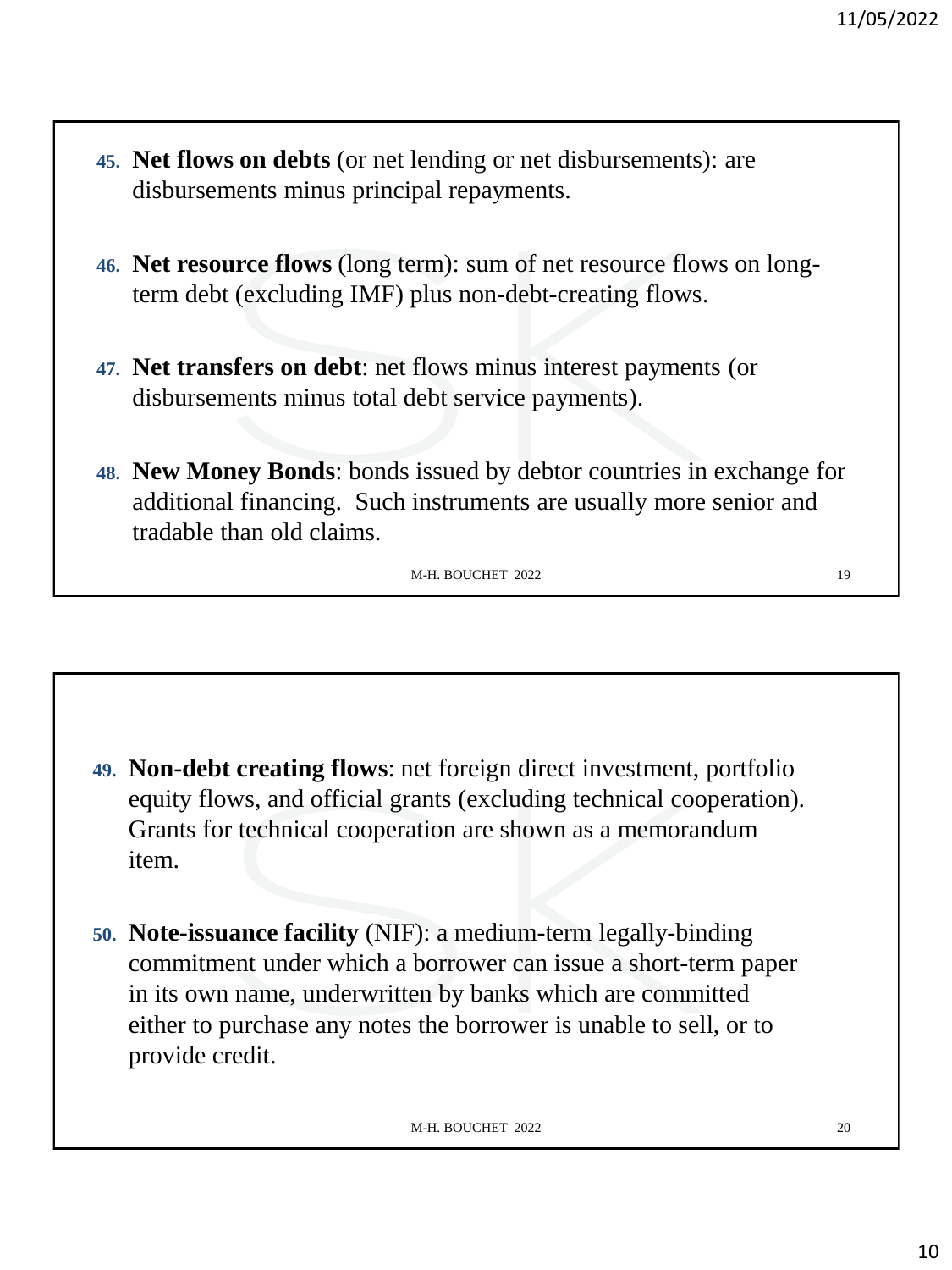45. **Net flows on debts** (or net lending or net disbursements): are disbursements minus principal repayments.

46. **Net resource flows** (long term): sum of net resource flows on long-term debt (excluding IMF) plus non-debt-creating flows.

47. **Net transfers on debt**: net flows minus interest payments (or disbursements minus total debt service payments).

48. **New Money Bonds**: bonds issued by debtor countries in exchange for additional financing. Such instruments are usually more senior and tradable than old claims.

49. **Non-debt creating flows**: net foreign direct investment, portfolio equity flows, and official grants (excluding technical cooperation). Grants for technical cooperation are shown as a memorandum item.

50. **Note-issuance facility** (NIF): a medium-term legally-binding commitment under which a borrower can issue a short-term paper in its own name, underwritten by banks which are committed either to purchase any notes the borrower is unable to sell, or to provide credit.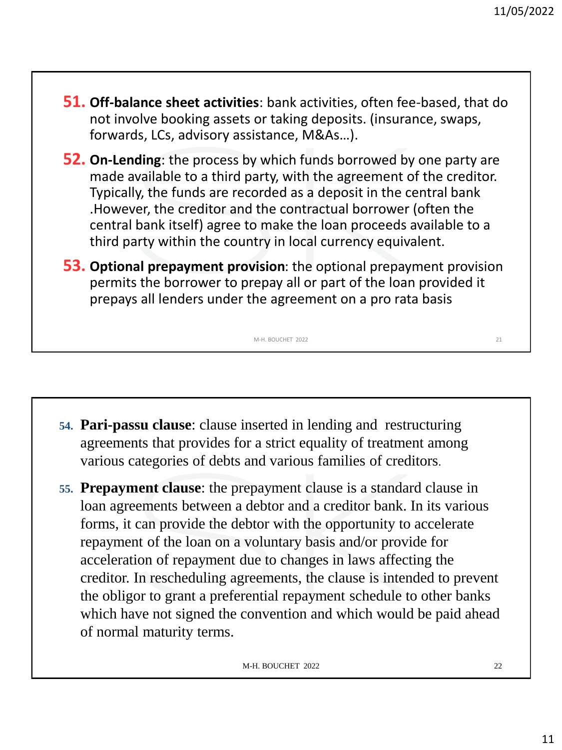51. **Off-balance sheet activities**: bank activities, often fee-based, that do not involve booking assets or taking deposits. (insurance, swaps, forwards, LCs, advisory assistance, M&As…).

52. **On-Lending**: the process by which funds borrowed by one party are made available to a third party, with the agreement of the creditor. Typically, the funds are recorded as a deposit in the central bank .However, the creditor and the contractual borrower (often the central bank itself) agree to make the loan proceeds available to a third party within the country in local currency equivalent.

53. **Optional prepayment provision**: the optional prepayment provision permits the borrower to prepay all or part of the loan provided it prepays all lenders under the agreement on a pro rata basis

54. **Pari-passu clause**: clause inserted in lending and restructuring agreements that provides for a strict equality of treatment among various categories of debts and various families of creditors.

55. **Prepayment clause**: the prepayment clause is a standard clause in loan agreements between a debtor and a creditor bank. In its various forms, it can provide the debtor with the opportunity to accelerate repayment of the loan on a voluntary basis and/or provide for acceleration of repayment due to changes in laws affecting the creditor. In rescheduling agreements, the clause is intended to prevent the obligor to grant a preferential repayment schedule to other banks which have not signed the convention and which would be paid ahead of normal maturity terms.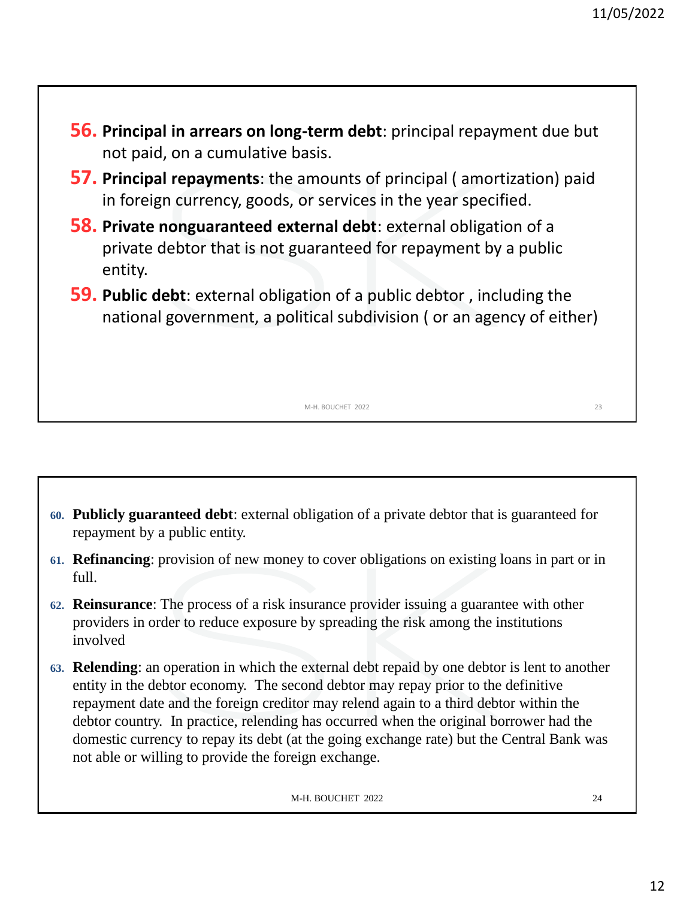56. **Principal in arrears on long-term debt**: principal repayment due but not paid, on a cumulative basis.
57. **Principal repayments**: the amounts of principal ( amortization) paid in foreign currency, goods, or services in the year specified.
58. **Private nonguaranteed external debt**: external obligation of a private debtor that is not guaranteed for repayment by a public entity.
59. **Public debt**: external obligation of a public debtor , including the national government, a political subdivision ( or an agency of either)

60. **Publicly guaranteed debt**: external obligation of a private debtor that is guaranteed for repayment by a public entity.
61. **Refinancing**: provision of new money to cover obligations on existing loans in part or in full.
62. **Reinsurance**: The process of a risk insurance provider issuing a guarantee with other providers in order to reduce exposure by spreading the risk among the institutions involved
63. **Relending**: an operation in which the external debt repaid by one debtor is lent to another entity in the debtor economy. The second debtor may repay prior to the definitive repayment date and the foreign creditor may relend again to a third debtor within the debtor country. In practice, relending has occurred when the original borrower had the domestic currency to repay its debt (at the going exchange rate) but the Central Bank was not able or willing to provide the foreign exchange.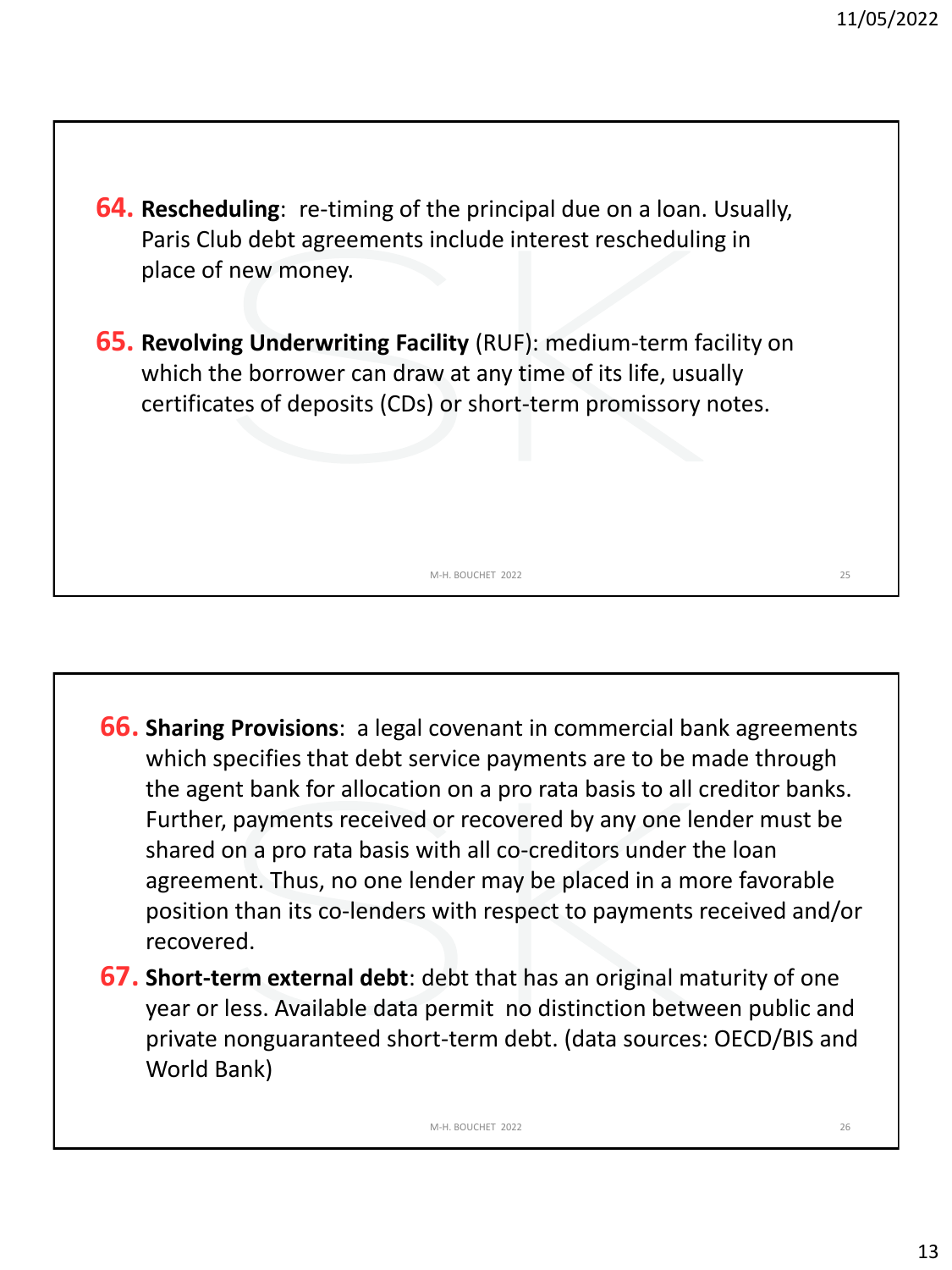**64. Rescheduling**: re-timing of the principal due on a loan. Usually, Paris Club debt agreements include interest rescheduling in place of new money.

**65. Revolving Underwriting Facility** (RUF): medium-term facility on which the borrower can draw at any time of its life, usually certificates of deposits (CDs) or short-term promissory notes.

**66. Sharing Provisions**: a legal covenant in commercial bank agreements which specifies that debt service payments are to be made through the agent bank for allocation on a pro rata basis to all creditor banks. Further, payments received or recovered by any one lender must be shared on a pro rata basis with all co-creditors under the loan agreement. Thus, no one lender may be placed in a more favorable position than its co-lenders with respect to payments received and/or recovered.

**67. Short-term external debt**: debt that has an original maturity of one year or less. Available data permit no distinction between public and private nonguaranteed short-term debt. (data sources: OECD/BIS and World Bank)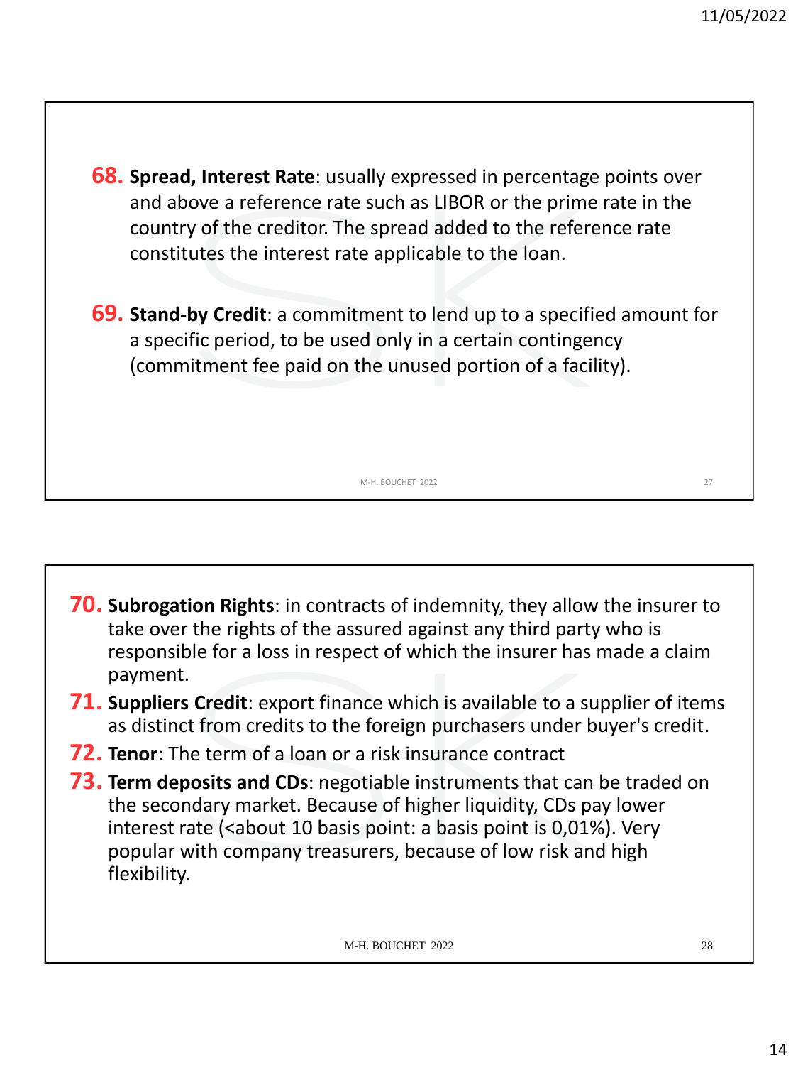68. **Spread, Interest Rate**: usually expressed in percentage points over and above a reference rate such as LIBOR or the prime rate in the country of the creditor. The spread added to the reference rate constitutes the interest rate applicable to the loan.

69. **Stand-by Credit**: a commitment to lend up to a specified amount for a specific period, to be used only in a certain contingency (commitment fee paid on the unused portion of a facility).

70. **Subrogation Rights**: in contracts of indemnity, they allow the insurer to take over the rights of the assured against any third party who is responsible for a loss in respect of which the insurer has made a claim payment.
71. **Suppliers Credit**: export finance which is available to a supplier of items as distinct from credits to the foreign purchasers under buyer's credit.
72. **Tenor**: The term of a loan or a risk insurance contract
73. **Term deposits and CDs**: negotiable instruments that can be traded on the secondary market. Because of higher liquidity, CDs pay lower interest rate (<about 10 basis point: a basis point is 0,01%). Very popular with company treasurers, because of low risk and high flexibility.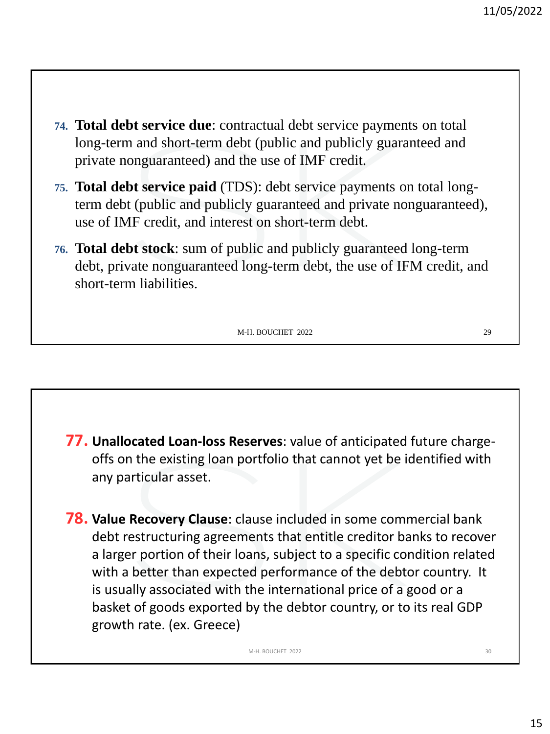74. **Total debt service due**: contractual debt service payments on total long-term and short-term debt (public and publicly guaranteed and private nonguaranteed) and the use of IMF credit.
75. **Total debt service paid** (TDS): debt service payments on total long-term debt (public and publicly guaranteed and private nonguaranteed), use of IMF credit, and interest on short-term debt.
76. **Total debt stock**: sum of public and publicly guaranteed long-term debt, private nonguaranteed long-term debt, the use of IFM credit, and short-term liabilities.

77. **Unallocated Loan-loss Reserves**: value of anticipated future charge-offs on the existing loan portfolio that cannot yet be identified with any particular asset.
78. **Value Recovery Clause**: clause included in some commercial bank debt restructuring agreements that entitle creditor banks to recover a larger portion of their loans, subject to a specific condition related with a better than expected performance of the debtor country. It is usually associated with the international price of a good or a basket of goods exported by the debtor country, or to its real GDP growth rate. (ex. Greece)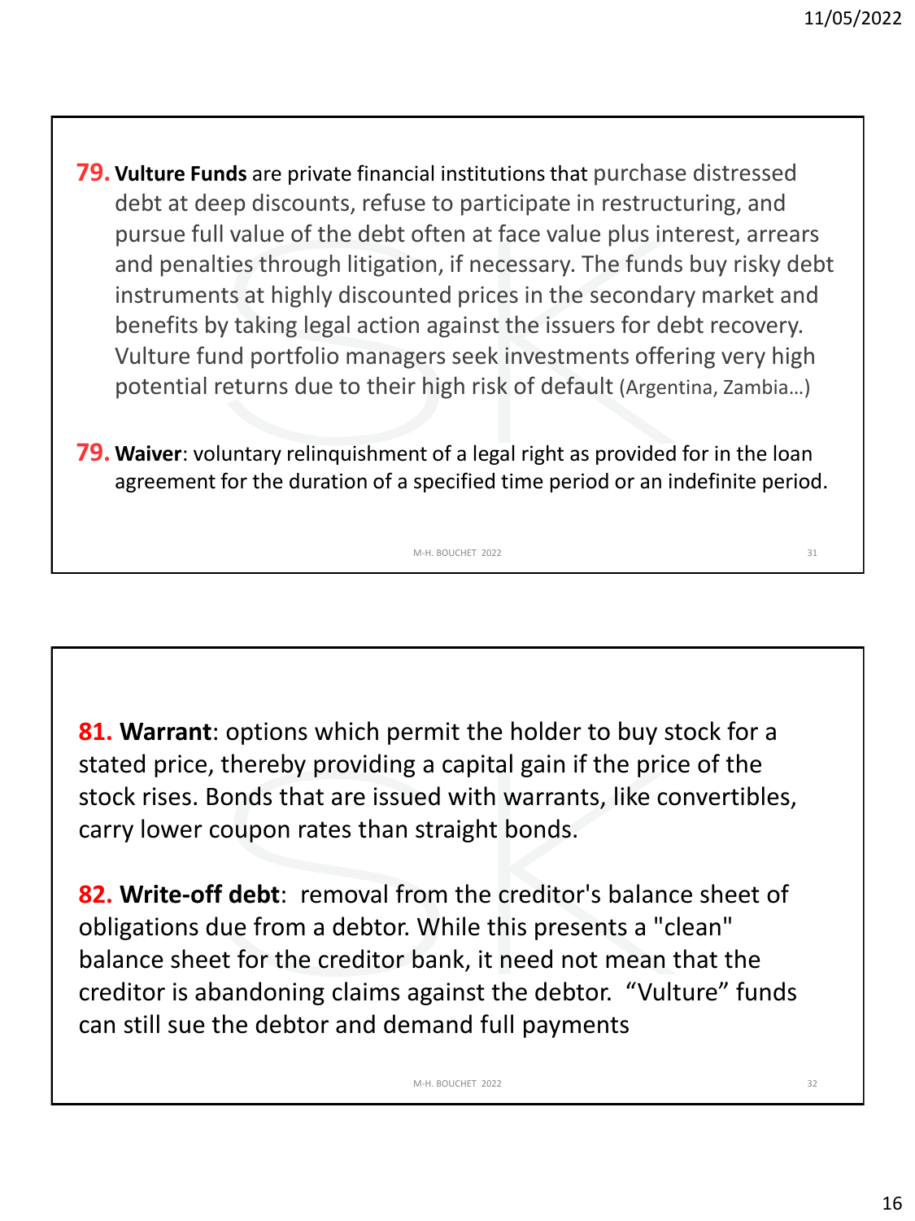**79.** **Vulture Funds** are private financial institutions that purchase distressed debt at deep discounts, refuse to participate in restructuring, and pursue full value of the debt often at face value plus interest, arrears and penalties through litigation, if necessary. The funds buy risky debt instruments at highly discounted prices in the secondary market and benefits by taking legal action against the issuers for debt recovery. Vulture fund portfolio managers seek investments offering very high potential returns due to their high risk of default (Argentina, Zambia…)

**79.** **Waiver**: voluntary relinquishment of a legal right as provided for in the loan agreement for the duration of a specified time period or an indefinite period.

**81.** **Warrant**: options which permit the holder to buy stock for a stated price, thereby providing a capital gain if the price of the stock rises. Bonds that are issued with warrants, like convertibles, carry lower coupon rates than straight bonds.

**82.** **Write-off debt**: removal from the creditor's balance sheet of obligations due from a debtor. While this presents a "clean" balance sheet for the creditor bank, it need not mean that the creditor is abandoning claims against the debtor. "Vulture" funds can still sue the debtor and demand full payments